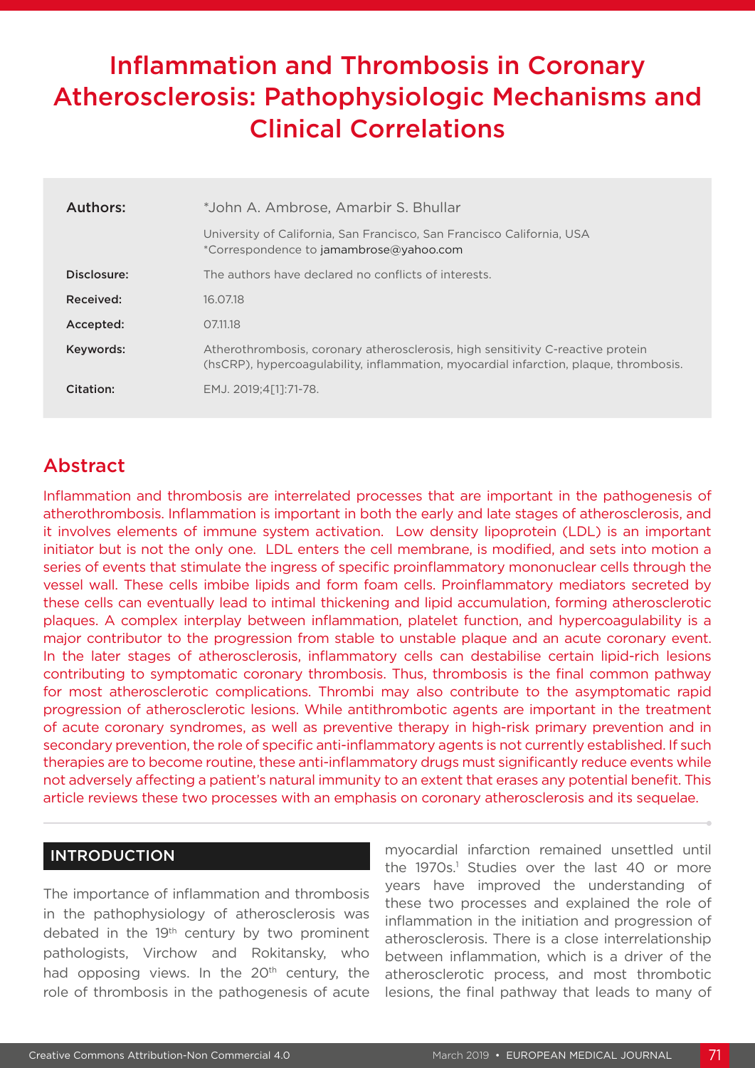# Inflammation and Thrombosis in Coronary Atherosclerosis: Pathophysiologic Mechanisms and Clinical Correlations

| | |
|---|---|
| **Authors:** | *John A. Ambrose, Amarbir S. Bhullar |
| | University of California, San Francisco, San Francisco California, USA<br>*Correspondence to jamambrose@yahoo.com |
| **Disclosure:** | The authors have declared no conflicts of interests. |
| **Received:** | 16.07.18 |
| **Accepted:** | 07.11.18 |
| **Keywords:** | Atherothrombosis, coronary atherosclerosis, high sensitivity C-reactive protein (hsCRP), hypercoagulability, inflammation, myocardial infarction, plaque, thrombosis. |
| **Citation:** | EMJ. 2019;4[1]:71-78. |

## Abstract

Inflammation and thrombosis are interrelated processes that are important in the pathogenesis of atherothrombosis. Inflammation is important in both the early and late stages of atherosclerosis, and it involves elements of immune system activation. Low density lipoprotein (LDL) is an important initiator but is not the only one. LDL enters the cell membrane, is modified, and sets into motion a series of events that stimulate the ingress of specific proinflammatory mononuclear cells through the vessel wall. These cells imbibe lipids and form foam cells. Proinflammatory mediators secreted by these cells can eventually lead to intimal thickening and lipid accumulation, forming atherosclerotic plaques. A complex interplay between inflammation, platelet function, and hypercoagulability is a major contributor to the progression from stable to unstable plaque and an acute coronary event. In the later stages of atherosclerosis, inflammatory cells can destabilise certain lipid-rich lesions contributing to symptomatic coronary thrombosis. Thus, thrombosis is the final common pathway for most atherosclerotic complications. Thrombi may also contribute to the asymptomatic rapid progression of atherosclerotic lesions. While antithrombotic agents are important in the treatment of acute coronary syndromes, as well as preventive therapy in high-risk primary prevention and in secondary prevention, the role of specific anti-inflammatory agents is not currently established. If such therapies are to become routine, these anti-inflammatory drugs must significantly reduce events while not adversely affecting a patient's natural immunity to an extent that erases any potential benefit. This article reviews these two processes with an emphasis on coronary atherosclerosis and its sequelae.

## INTRODUCTION

The importance of inflammation and thrombosis in the pathophysiology of atherosclerosis was debated in the 19th century by two prominent pathologists, Virchow and Rokitansky, who had opposing views. In the 20th century, the role of thrombosis in the pathogenesis of acute myocardial infarction remained unsettled until the 1970s.[1] Studies over the last 40 or more years have improved the understanding of these two processes and explained the role of inflammation in the initiation and progression of atherosclerosis. There is a close interrelationship between inflammation, which is a driver of the atherosclerotic process, and most thrombotic lesions, the final pathway that leads to many of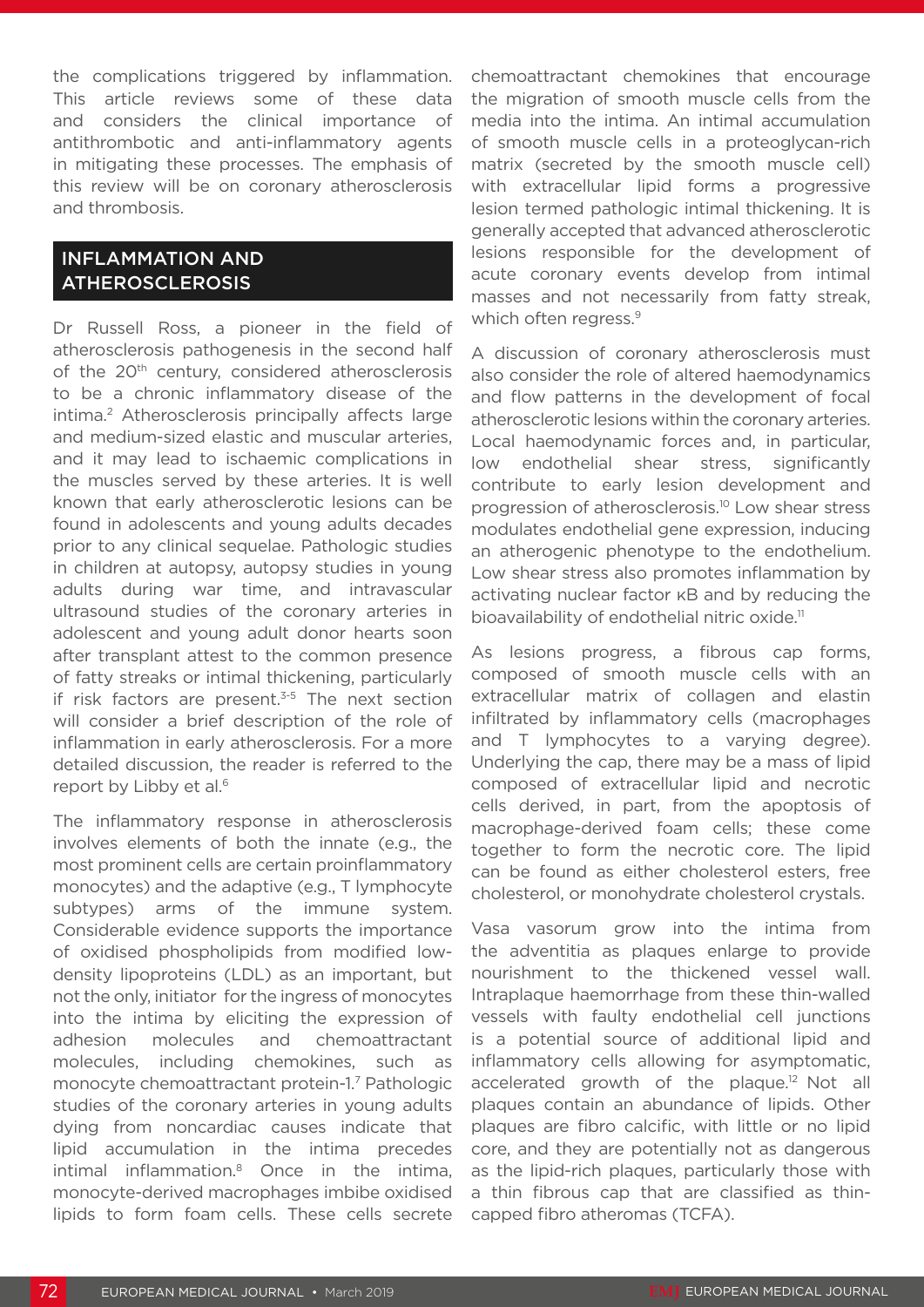the complications triggered by inflammation. This article reviews some of these data and considers the clinical importance of antithrombotic and anti-inflammatory agents in mitigating these processes. The emphasis of this review will be on coronary atherosclerosis and thrombosis.

## INFLAMMATION AND ATHEROSCLEROSIS

Dr Russell Ross, a pioneer in the field of atherosclerosis pathogenesis in the second half of the 20th century, considered atherosclerosis to be a chronic inflammatory disease of the intima.[2] Atherosclerosis principally affects large and medium-sized elastic and muscular arteries, and it may lead to ischaemic complications in the muscles served by these arteries. It is well known that early atherosclerotic lesions can be found in adolescents and young adults decades prior to any clinical sequelae. Pathologic studies in children at autopsy, autopsy studies in young adults during war time, and intravascular ultrasound studies of the coronary arteries in adolescent and young adult donor hearts soon after transplant attest to the common presence of fatty streaks or intimal thickening, particularly if risk factors are present.[3-5] The next section will consider a brief description of the role of inflammation in early atherosclerosis. For a more detailed discussion, the reader is referred to the report by Libby et al.[6]

The inflammatory response in atherosclerosis involves elements of both the innate (e.g., the most prominent cells are certain proinflammatory monocytes) and the adaptive (e.g., T lymphocyte subtypes) arms of the immune system. Considerable evidence supports the importance of oxidised phospholipids from modified low-density lipoproteins (LDL) as an important, but not the only, initiator for the ingress of monocytes into the intima by eliciting the expression of adhesion molecules and chemoattractant molecules, including chemokines, such as monocyte chemoattractant protein-1.[7] Pathologic studies of the coronary arteries in young adults dying from noncardiac causes indicate that lipid accumulation in the intima precedes intimal inflammation.[8] Once in the intima, monocyte-derived macrophages imbibe oxidised lipids to form foam cells. These cells secrete chemoattractant chemokines that encourage the migration of smooth muscle cells from the media into the intima. An intimal accumulation of smooth muscle cells in a proteoglycan-rich matrix (secreted by the smooth muscle cell) with extracellular lipid forms a progressive lesion termed pathologic intimal thickening. It is generally accepted that advanced atherosclerotic lesions responsible for the development of acute coronary events develop from intimal masses and not necessarily from fatty streak, which often regress.[9]

A discussion of coronary atherosclerosis must also consider the role of altered haemodynamics and flow patterns in the development of focal atherosclerotic lesions within the coronary arteries. Local haemodynamic forces and, in particular, low endothelial shear stress, significantly contribute to early lesion development and progression of atherosclerosis.[10] Low shear stress modulates endothelial gene expression, inducing an atherogenic phenotype to the endothelium. Low shear stress also promotes inflammation by activating nuclear factor κB and by reducing the bioavailability of endothelial nitric oxide.[11]

As lesions progress, a fibrous cap forms, composed of smooth muscle cells with an extracellular matrix of collagen and elastin infiltrated by inflammatory cells (macrophages and T lymphocytes to a varying degree). Underlying the cap, there may be a mass of lipid composed of extracellular lipid and necrotic cells derived, in part, from the apoptosis of macrophage-derived foam cells; these come together to form the necrotic core. The lipid can be found as either cholesterol esters, free cholesterol, or monohydrate cholesterol crystals.

Vasa vasorum grow into the intima from the adventitia as plaques enlarge to provide nourishment to the thickened vessel wall. Intraplaque haemorrhage from these thin-walled vessels with faulty endothelial cell junctions is a potential source of additional lipid and inflammatory cells allowing for asymptomatic, accelerated growth of the plaque.[12] Not all plaques contain an abundance of lipids. Other plaques are fibro calcific, with little or no lipid core, and they are potentially not as dangerous as the lipid-rich plaques, particularly those with a thin fibrous cap that are classified as thin-capped fibro atheromas (TCFA).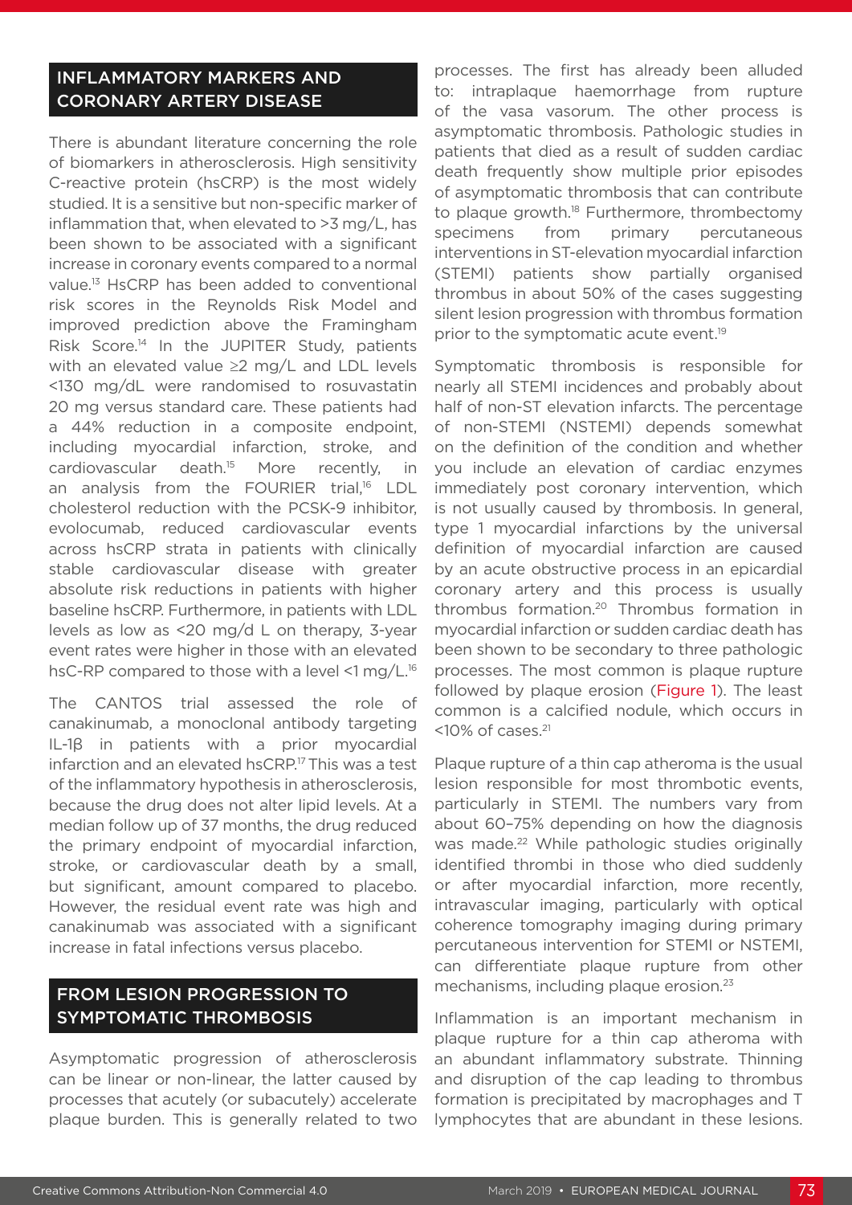## INFLAMMATORY MARKERS AND CORONARY ARTERY DISEASE

There is abundant literature concerning the role of biomarkers in atherosclerosis. High sensitivity C-reactive protein (hsCRP) is the most widely studied. It is a sensitive but non-specific marker of inflammation that, when elevated to >3 mg/L, has been shown to be associated with a significant increase in coronary events compared to a normal value.[13] HsCRP has been added to conventional risk scores in the Reynolds Risk Model and improved prediction above the Framingham Risk Score.[14] In the JUPITER Study, patients with an elevated value ≥2 mg/L and LDL levels <130 mg/dL were randomised to rosuvastatin 20 mg versus standard care. These patients had a 44% reduction in a composite endpoint, including myocardial infarction, stroke, and cardiovascular death.[15] More recently, in an analysis from the FOURIER trial,[16] LDL cholesterol reduction with the PCSK-9 inhibitor, evolocumab, reduced cardiovascular events across hsCRP strata in patients with clinically stable cardiovascular disease with greater absolute risk reductions in patients with higher baseline hsCRP. Furthermore, in patients with LDL levels as low as <20 mg/d L on therapy, 3-year event rates were higher in those with an elevated hsC-RP compared to those with a level <1 mg/L.[16]

The CANTOS trial assessed the role of canakinumab, a monoclonal antibody targeting IL-1β in patients with a prior myocardial infarction and an elevated hsCRP.[17] This was a test of the inflammatory hypothesis in atherosclerosis, because the drug does not alter lipid levels. At a median follow up of 37 months, the drug reduced the primary endpoint of myocardial infarction, stroke, or cardiovascular death by a small, but significant, amount compared to placebo. However, the residual event rate was high and canakinumab was associated with a significant increase in fatal infections versus placebo.

## FROM LESION PROGRESSION TO SYMPTOMATIC THROMBOSIS

Asymptomatic progression of atherosclerosis can be linear or non-linear, the latter caused by processes that acutely (or subacutely) accelerate plaque burden. This is generally related to two processes. The first has already been alluded to: intraplaque haemorrhage from rupture of the vasa vasorum. The other process is asymptomatic thrombosis. Pathologic studies in patients that died as a result of sudden cardiac death frequently show multiple prior episodes of asymptomatic thrombosis that can contribute to plaque growth.[18] Furthermore, thrombectomy specimens from primary percutaneous interventions in ST-elevation myocardial infarction (STEMI) patients show partially organised thrombus in about 50% of the cases suggesting silent lesion progression with thrombus formation prior to the symptomatic acute event.[19]

Symptomatic thrombosis is responsible for nearly all STEMI incidences and probably about half of non-ST elevation infarcts. The percentage of non-STEMI (NSTEMI) depends somewhat on the definition of the condition and whether you include an elevation of cardiac enzymes immediately post coronary intervention, which is not usually caused by thrombosis. In general, type 1 myocardial infarctions by the universal definition of myocardial infarction are caused by an acute obstructive process in an epicardial coronary artery and this process is usually thrombus formation.[20] Thrombus formation in myocardial infarction or sudden cardiac death has been shown to be secondary to three pathologic processes. The most common is plaque rupture followed by plaque erosion (Figure 1). The least common is a calcified nodule, which occurs in <10% of cases.[21]

Plaque rupture of a thin cap atheroma is the usual lesion responsible for most thrombotic events, particularly in STEMI. The numbers vary from about 60–75% depending on how the diagnosis was made.[22] While pathologic studies originally identified thrombi in those who died suddenly or after myocardial infarction, more recently, intravascular imaging, particularly with optical coherence tomography imaging during primary percutaneous intervention for STEMI or NSTEMI, can differentiate plaque rupture from other mechanisms, including plaque erosion.[23]

Inflammation is an important mechanism in plaque rupture for a thin cap atheroma with an abundant inflammatory substrate. Thinning and disruption of the cap leading to thrombus formation is precipitated by macrophages and T lymphocytes that are abundant in these lesions.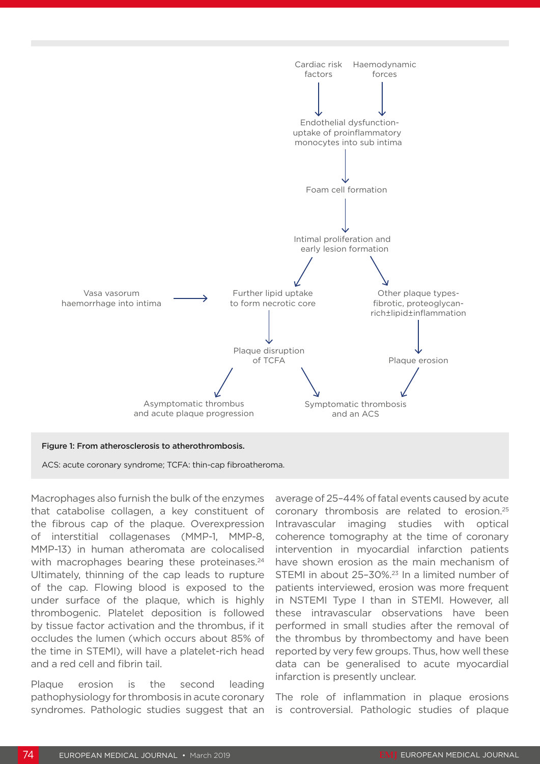Cardiac risk factors

Haemodynamic forces

Endothelial dysfunction- uptake of proinflammatory monocytes into sub intima

Foam cell formation

Intimal proliferation and early lesion formation

Vasa vasorum haemorrhage into intima

Further lipid uptake to form necrotic core

Other plaque types- fibrotic, proteoglycan-rich±lipid±inflammation

Plaque disruption of TCFA

Plaque erosion

Asymptomatic thrombus and acute plaque progression

Symptomatic thrombosis and an ACS

**Figure 1: From atherosclerosis to atherothrombosis.**

ACS: acute coronary syndrome; TCFA: thin-cap fibroatheroma.

Macrophages also furnish the bulk of the enzymes that catabolise collagen, a key constituent of the fibrous cap of the plaque. Overexpression of interstitial collagenases (MMP-1, MMP-8, MMP-13) in human atheromata are colocalised with macrophages bearing these proteinases.[24] Ultimately, thinning of the cap leads to rupture of the cap. Flowing blood is exposed to the under surface of the plaque, which is highly thrombogenic. Platelet deposition is followed by tissue factor activation and the thrombus, if it occludes the lumen (which occurs about 85% of the time in STEMI), will have a platelet-rich head and a red cell and fibrin tail.

Plaque erosion is the second leading pathophysiology for thrombosis in acute coronary syndromes. Pathologic studies suggest that an average of 25–44% of fatal events caused by acute coronary thrombosis are related to erosion.[25] Intravascular imaging studies with optical coherence tomography at the time of coronary intervention in myocardial infarction patients have shown erosion as the main mechanism of STEMI in about 25–30%.[23] In a limited number of patients interviewed, erosion was more frequent in NSTEMI Type I than in STEMI. However, all these intravascular observations have been performed in small studies after the removal of the thrombus by thrombectomy and have been reported by very few groups. Thus, how well these data can be generalised to acute myocardial infarction is presently unclear.

The role of inflammation in plaque erosions is controversial. Pathologic studies of plaque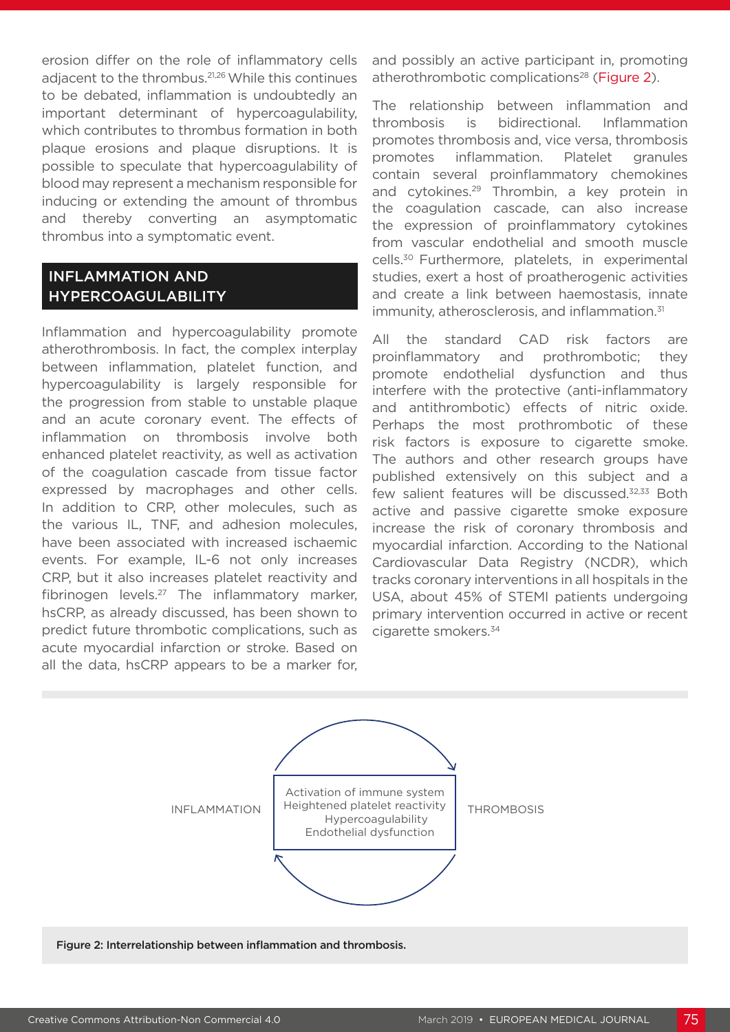erosion differ on the role of inflammatory cells adjacent to the thrombus.[21,26] While this continues to be debated, inflammation is undoubtedly an important determinant of hypercoagulability, which contributes to thrombus formation in both plaque erosions and plaque disruptions. It is possible to speculate that hypercoagulability of blood may represent a mechanism responsible for inducing or extending the amount of thrombus and thereby converting an asymptomatic thrombus into a symptomatic event.

## INFLAMMATION AND HYPERCOAGULABILITY

Inflammation and hypercoagulability promote atherothrombosis. In fact, the complex interplay between inflammation, platelet function, and hypercoagulability is largely responsible for the progression from stable to unstable plaque and an acute coronary event. The effects of inflammation on thrombosis involve both enhanced platelet reactivity, as well as activation of the coagulation cascade from tissue factor expressed by macrophages and other cells. In addition to CRP, other molecules, such as the various IL, TNF, and adhesion molecules, have been associated with increased ischaemic events. For example, IL-6 not only increases CRP, but it also increases platelet reactivity and fibrinogen levels.[27] The inflammatory marker, hsCRP, as already discussed, has been shown to predict future thrombotic complications, such as acute myocardial infarction or stroke. Based on all the data, hsCRP appears to be a marker for, and possibly an active participant in, promoting atherothrombotic complications[28] (Figure 2).

The relationship between inflammation and thrombosis is bidirectional. Inflammation promotes thrombosis and, vice versa, thrombosis promotes inflammation. Platelet granules contain several proinflammatory chemokines and cytokines.[29] Thrombin, a key protein in the coagulation cascade, can also increase the expression of proinflammatory cytokines from vascular endothelial and smooth muscle cells.[30] Furthermore, platelets, in experimental studies, exert a host of proatherogenic activities and create a link between haemostasis, innate immunity, atherosclerosis, and inflammation.[31]

All the standard CAD risk factors are proinflammatory and prothrombotic; they promote endothelial dysfunction and thus interfere with the protective (anti-inflammatory and antithrombotic) effects of nitric oxide. Perhaps the most prothrombotic of these risk factors is exposure to cigarette smoke. The authors and other research groups have published extensively on this subject and a few salient features will be discussed.[32,33] Both active and passive cigarette smoke exposure increase the risk of coronary thrombosis and myocardial infarction. According to the National Cardiovascular Data Registry (NCDR), which tracks coronary interventions in all hospitals in the USA, about 45% of STEMI patients undergoing primary intervention occurred in active or recent cigarette smokers.[34]

INFLAMMATION ⇄ THROMBOSIS

Activation of immune system
Heightened platelet reactivity
Hypercoagulability
Endothelial dysfunction

**Figure 2: Interrelationship between inflammation and thrombosis.**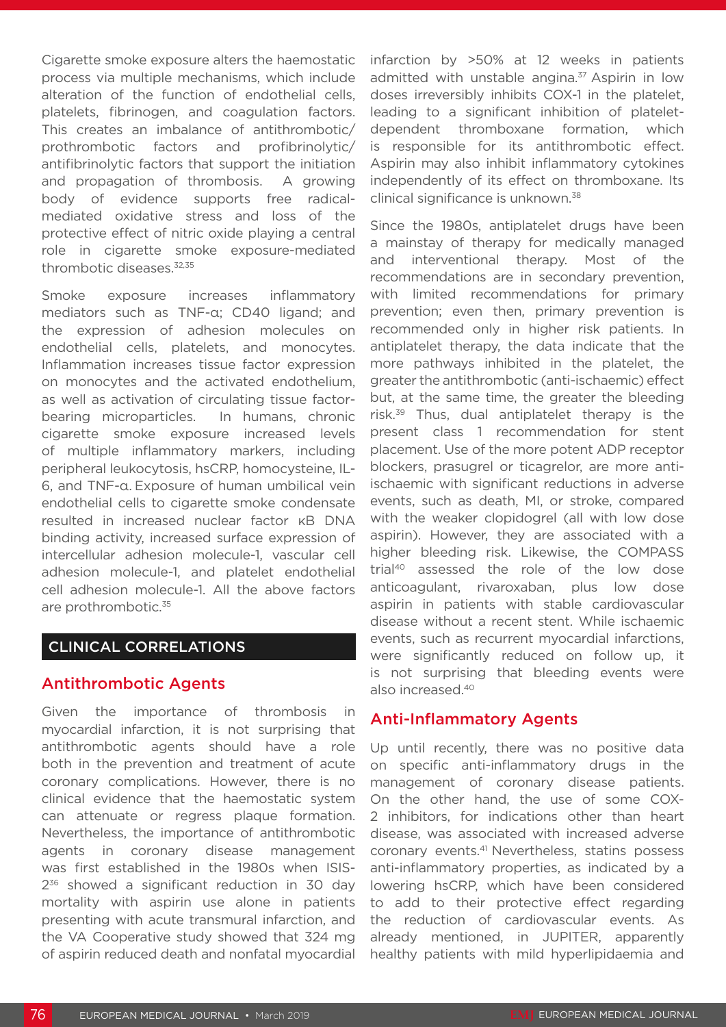Cigarette smoke exposure alters the haemostatic process via multiple mechanisms, which include alteration of the function of endothelial cells, platelets, fibrinogen, and coagulation factors. This creates an imbalance of antithrombotic/prothrombotic factors and profibrinolytic/antifibrinolytic factors that support the initiation and propagation of thrombosis. A growing body of evidence supports free radical-mediated oxidative stress and loss of the protective effect of nitric oxide playing a central role in cigarette smoke exposure-mediated thrombotic diseases.[32,35]

Smoke exposure increases inflammatory mediators such as TNF-α; CD40 ligand; and the expression of adhesion molecules on endothelial cells, platelets, and monocytes. Inflammation increases tissue factor expression on monocytes and the activated endothelium, as well as activation of circulating tissue factor-bearing microparticles. In humans, chronic cigarette smoke exposure increased levels of multiple inflammatory markers, including peripheral leukocytosis, hsCRP, homocysteine, IL-6, and TNF-α. Exposure of human umbilical vein endothelial cells to cigarette smoke condensate resulted in increased nuclear factor κB DNA binding activity, increased surface expression of intercellular adhesion molecule-1, vascular cell adhesion molecule-1, and platelet endothelial cell adhesion molecule-1. All the above factors are prothrombotic.[35]

## CLINICAL CORRELATIONS

### Antithrombotic Agents

Given the importance of thrombosis in myocardial infarction, it is not surprising that antithrombotic agents should have a role both in the prevention and treatment of acute coronary complications. However, there is no clinical evidence that the haemostatic system can attenuate or regress plaque formation. Nevertheless, the importance of antithrombotic agents in coronary disease management was first established in the 1980s when ISIS-2[36] showed a significant reduction in 30 day mortality with aspirin use alone in patients presenting with acute transmural infarction, and the VA Cooperative study showed that 324 mg of aspirin reduced death and nonfatal myocardial infarction by >50% at 12 weeks in patients admitted with unstable angina.[37] Aspirin in low doses irreversibly inhibits COX-1 in the platelet, leading to a significant inhibition of platelet-dependent thromboxane formation, which is responsible for its antithrombotic effect. Aspirin may also inhibit inflammatory cytokines independently of its effect on thromboxane. Its clinical significance is unknown.[38]

Since the 1980s, antiplatelet drugs have been a mainstay of therapy for medically managed and interventional therapy. Most of the recommendations are in secondary prevention, with limited recommendations for primary prevention; even then, primary prevention is recommended only in higher risk patients. In antiplatelet therapy, the data indicate that the more pathways inhibited in the platelet, the greater the antithrombotic (anti-ischaemic) effect but, at the same time, the greater the bleeding risk.[39] Thus, dual antiplatelet therapy is the present class 1 recommendation for stent placement. Use of the more potent ADP receptor blockers, prasugrel or ticagrelor, are more anti-ischaemic with significant reductions in adverse events, such as death, MI, or stroke, compared with the weaker clopidogrel (all with low dose aspirin). However, they are associated with a higher bleeding risk. Likewise, the COMPASS trial[40] assessed the role of the low dose anticoagulant, rivaroxaban, plus low dose aspirin in patients with stable cardiovascular disease without a recent stent. While ischaemic events, such as recurrent myocardial infarctions, were significantly reduced on follow up, it is not surprising that bleeding events were also increased.[40]

### Anti-Inflammatory Agents

Up until recently, there was no positive data on specific anti-inflammatory drugs in the management of coronary disease patients. On the other hand, the use of some COX-2 inhibitors, for indications other than heart disease, was associated with increased adverse coronary events.[41] Nevertheless, statins possess anti-inflammatory properties, as indicated by a lowering hsCRP, which have been considered to add to their protective effect regarding the reduction of cardiovascular events. As already mentioned, in JUPITER, apparently healthy patients with mild hyperlipidaemia and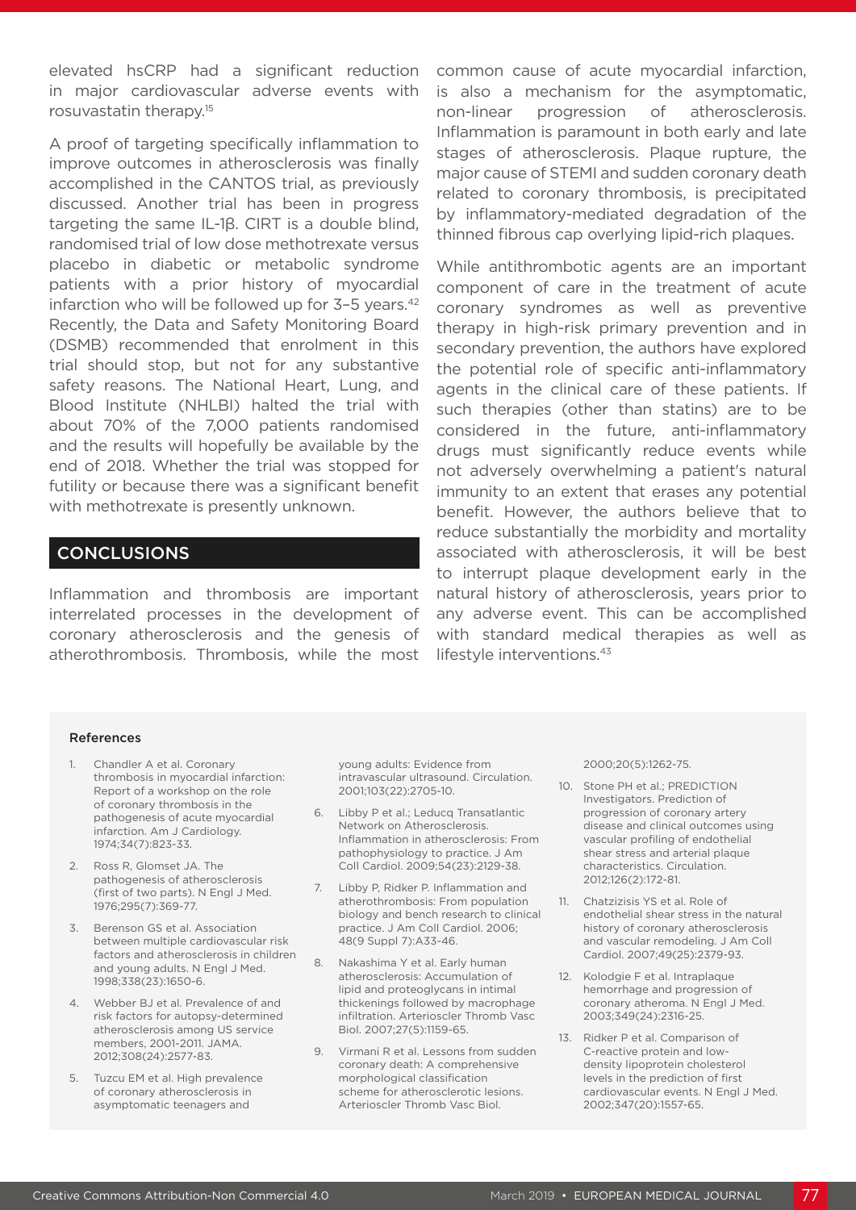elevated hsCRP had a significant reduction in major cardiovascular adverse events with rosuvastatin therapy.[15]

A proof of targeting specifically inflammation to improve outcomes in atherosclerosis was finally accomplished in the CANTOS trial, as previously discussed. Another trial has been in progress targeting the same IL-1β. CIRT is a double blind, randomised trial of low dose methotrexate versus placebo in diabetic or metabolic syndrome patients with a prior history of myocardial infarction who will be followed up for 3–5 years.[42] Recently, the Data and Safety Monitoring Board (DSMB) recommended that enrolment in this trial should stop, but not for any substantive safety reasons. The National Heart, Lung, and Blood Institute (NHLBI) halted the trial with about 70% of the 7,000 patients randomised and the results will hopefully be available by the end of 2018. Whether the trial was stopped for futility or because there was a significant benefit with methotrexate is presently unknown.

## CONCLUSIONS

Inflammation and thrombosis are important interrelated processes in the development of coronary atherosclerosis and the genesis of atherothrombosis. Thrombosis, while the most common cause of acute myocardial infarction, is also a mechanism for the asymptomatic, non-linear progression of atherosclerosis. Inflammation is paramount in both early and late stages of atherosclerosis. Plaque rupture, the major cause of STEMI and sudden coronary death related to coronary thrombosis, is precipitated by inflammatory-mediated degradation of the thinned fibrous cap overlying lipid-rich plaques.

While antithrombotic agents are an important component of care in the treatment of acute coronary syndromes as well as preventive therapy in high-risk primary prevention and in secondary prevention, the authors have explored the potential role of specific anti-inflammatory agents in the clinical care of these patients. If such therapies (other than statins) are to be considered in the future, anti-inflammatory drugs must significantly reduce events while not adversely overwhelming a patient's natural immunity to an extent that erases any potential benefit. However, the authors believe that to reduce substantially the morbidity and mortality associated with atherosclerosis, it will be best to interrupt plaque development early in the natural history of atherosclerosis, years prior to any adverse event. This can be accomplished with standard medical therapies as well as lifestyle interventions.[43]

### References

1. Chandler A et al. Coronary thrombosis in myocardial infarction: Report of a workshop on the role of coronary thrombosis in the pathogenesis of acute myocardial infarction. Am J Cardiology. 1974;34(7):823-33.
2. Ross R, Glomset JA. The pathogenesis of atherosclerosis (first of two parts). N Engl J Med. 1976;295(7):369-77.
3. Berenson GS et al. Association between multiple cardiovascular risk factors and atherosclerosis in children and young adults. N Engl J Med. 1998;338(23):1650-6.
4. Webber BJ et al. Prevalence of and risk factors for autopsy-determined atherosclerosis among US service members, 2001-2011. JAMA. 2012;308(24):2577-83.
5. Tuzcu EM et al. High prevalence of coronary atherosclerosis in asymptomatic teenagers and young adults: Evidence from intravascular ultrasound. Circulation. 2001;103(22):2705-10.
6. Libby P et al.; Leducq Transatlantic Network on Atherosclerosis. Inflammation in atherosclerosis: From pathophysiology to practice. J Am Coll Cardiol. 2009;54(23):2129-38.
7. Libby P, Ridker P. Inflammation and atherothrombosis: From population biology and bench research to clinical practice. J Am Coll Cardiol. 2006; 48(9 Suppl 7):A33-46.
8. Nakashima Y et al. Early human atherosclerosis: Accumulation of lipid and proteoglycans in intimal thickenings followed by macrophage infiltration. Arterioscler Thromb Vasc Biol. 2007;27(5):1159-65.
9. Virmani R et al. Lessons from sudden coronary death: A comprehensive morphological classification scheme for atherosclerotic lesions. Arterioscler Thromb Vasc Biol. 2000;20(5):1262-75.
10. Stone PH et al.; PREDICTION Investigators. Prediction of progression of coronary artery disease and clinical outcomes using vascular profiling of endothelial shear stress and arterial plaque characteristics. Circulation. 2012;126(2):172-81.
11. Chatzizisis YS et al. Role of endothelial shear stress in the natural history of coronary atherosclerosis and vascular remodeling. J Am Coll Cardiol. 2007;49(25):2379-93.
12. Kolodgie F et al. Intraplaque hemorrhage and progression of coronary atheroma. N Engl J Med. 2003;349(24):2316-25.
13. Ridker P et al. Comparison of C-reactive protein and low-density lipoprotein cholesterol levels in the prediction of first cardiovascular events. N Engl J Med. 2002;347(20):1557-65.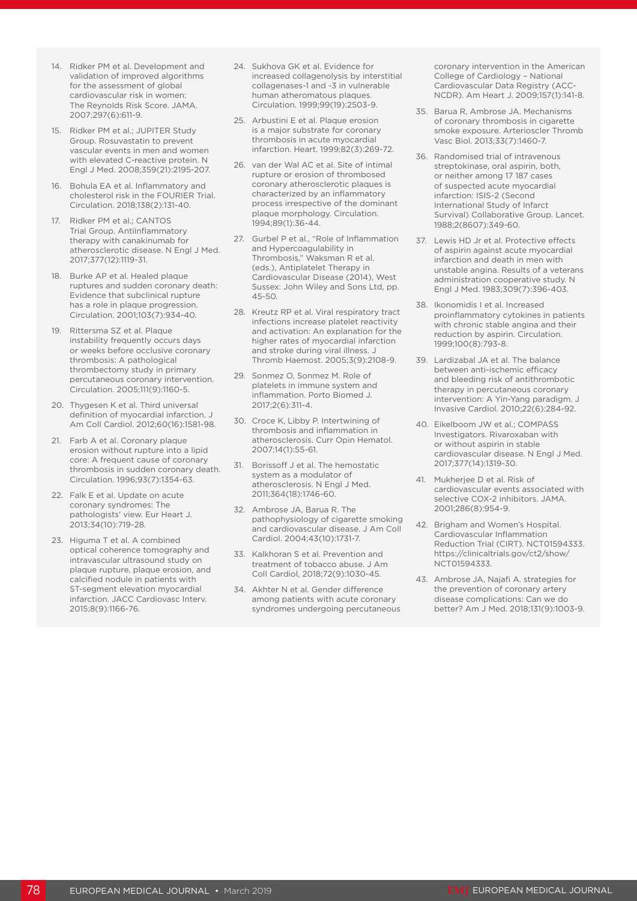14. Ridker PM et al. Development and validation of improved algorithms for the assessment of global cardiovascular risk in women: The Reynolds Risk Score. JAMA. 2007;297(6):611-9.
15. Ridker PM et al.; JUPITER Study Group. Rosuvastatin to prevent vascular events in men and women with elevated C-reactive protein. N Engl J Med. 2008;359(21):2195-207.
16. Bohula EA et al. Inflammatory and cholesterol risk in the FOURIER Trial. Circulation. 2018;138(2):131-40.
17. Ridker PM et al.; CANTOS Trial Group. Antiinflammatory therapy with canakinumab for atherosclerotic disease. N Engl J Med. 2017;377(12):1119-31.
18. Burke AP et al. Healed plaque ruptures and sudden coronary death: Evidence that subclinical rupture has a role in plaque progression. Circulation. 2001;103(7):934-40.
19. Rittersma SZ et al. Plaque instability frequently occurs days or weeks before occlusive coronary thrombosis: A pathological thrombectomy study in primary percutaneous coronary intervention. Circulation. 2005;111(9):1160-5.
20. Thygesen K et al. Third universal definition of myocardial infarction. J Am Coll Cardiol. 2012;60(16):1581-98.
21. Farb A et al. Coronary plaque erosion without rupture into a lipid core: A frequent cause of coronary thrombosis in sudden coronary death. Circulation. 1996;93(7):1354-63.
22. Falk E et al. Update on acute coronary syndromes: The pathologists' view. Eur Heart J. 2013;34(10):719-28.
23. Higuma T et al. A combined optical coherence tomography and intravascular ultrasound study on plaque rupture, plaque erosion, and calcified nodule in patients with ST-segment elevation myocardial infarction. JACC Cardiovasc Interv. 2015;8(9):1166-76.
24. Sukhova GK et al. Evidence for increased collagenolysis by interstitial collagenases-1 and -3 in vulnerable human atheromatous plaques. Circulation. 1999;99(19):2503-9.
25. Arbustini E et al. Plaque erosion is a major substrate for coronary thrombosis in acute myocardial infarction. Heart. 1999;82(3):269-72.
26. van der Wal AC et al. Site of intimal rupture or erosion of thrombosed coronary atherosclerotic plaques is characterized by an inflammatory process irrespective of the dominant plaque morphology. Circulation. 1994;89(1):36-44.
27. Gurbel P et al., "Role of Inflammation and Hypercoagulability in Thrombosis," Waksman R et al. (eds.), Antiplatelet Therapy in Cardiovascular Disease (2014), West Sussex: John Wiley and Sons Ltd, pp. 45-50.
28. Kreutz RP et al. Viral respiratory tract infections increase platelet reactivity and activation: An explanation for the higher rates of myocardial infarction and stroke during viral illness. J Thromb Haemost. 2005;3(9):2108-9.
29. Sonmez O, Sonmez M. Role of platelets in immune system and inflammation. Porto Biomed J. 2017;2(6):311-4.
30. Croce K, Libby P. Intertwining of thrombosis and inflammation in atherosclerosis. Curr Opin Hematol. 2007;14(1):55-61.
31. Borissoff J et al. The hemostatic system as a modulator of atherosclerosis. N Engl J Med. 2011;364(18):1746-60.
32. Ambrose JA, Barua R. The pathophysiology of cigarette smoking and cardiovascular disease. J Am Coll Cardiol. 2004;43(10):1731-7.
33. Kalkhoran S et al. Prevention and treatment of tobacco abuse. J Am Coll Cardiol, 2018;72(9):1030-45.
34. Akhter N et al. Gender difference among patients with acute coronary syndromes undergoing percutaneous coronary intervention in the American College of Cardiology – National Cardiovascular Data Registry (ACC-NCDR). Am Heart J. 2009;157(1):141-8.
35. Barua R, Ambrose JA. Mechanisms of coronary thrombosis in cigarette smoke exposure. Arterioscler Thromb Vasc Biol. 2013;33(7):1460-7.
36. Randomised trial of intravenous streptokinase, oral aspirin, both, or neither among 17 187 cases of suspected acute myocardial infarction: ISIS-2 (Second International Study of Infarct Survival) Collaborative Group. Lancet. 1988;2(8607):349-60.
37. Lewis HD Jr et al. Protective effects of aspirin against acute myocardial infarction and death in men with unstable angina. Results of a veterans administration cooperative study. N Engl J Med. 1983;309(7):396-403.
38. Ikonomidis I et al. Increased proinflammatory cytokines in patients with chronic stable angina and their reduction by aspirin. Circulation. 1999;100(8):793-8.
39. Lardizabal JA et al. The balance between anti-ischemic efficacy and bleeding risk of antithrombotic therapy in percutaneous coronary intervention: A Yin-Yang paradigm. J Invasive Cardiol. 2010;22(6):284-92.
40. Eikelboom JW et al.; COMPASS Investigators. Rivaroxaban with or without aspirin in stable cardiovascular disease. N Engl J Med. 2017;377(14):1319-30.
41. Mukherjee D et al. Risk of cardiovascular events associated with selective COX-2 inhibitors. JAMA. 2001;286(8):954-9.
42. Brigham and Women's Hospital. Cardiovascular Inflammation Reduction Trial (CIRT). NCT01594333. https://clinicaltrials.gov/ct2/show/NCT01594333.
43. Ambrose JA, Najafi A. strategies for the prevention of coronary artery disease complications: Can we do better? Am J Med. 2018;131(9):1003-9.